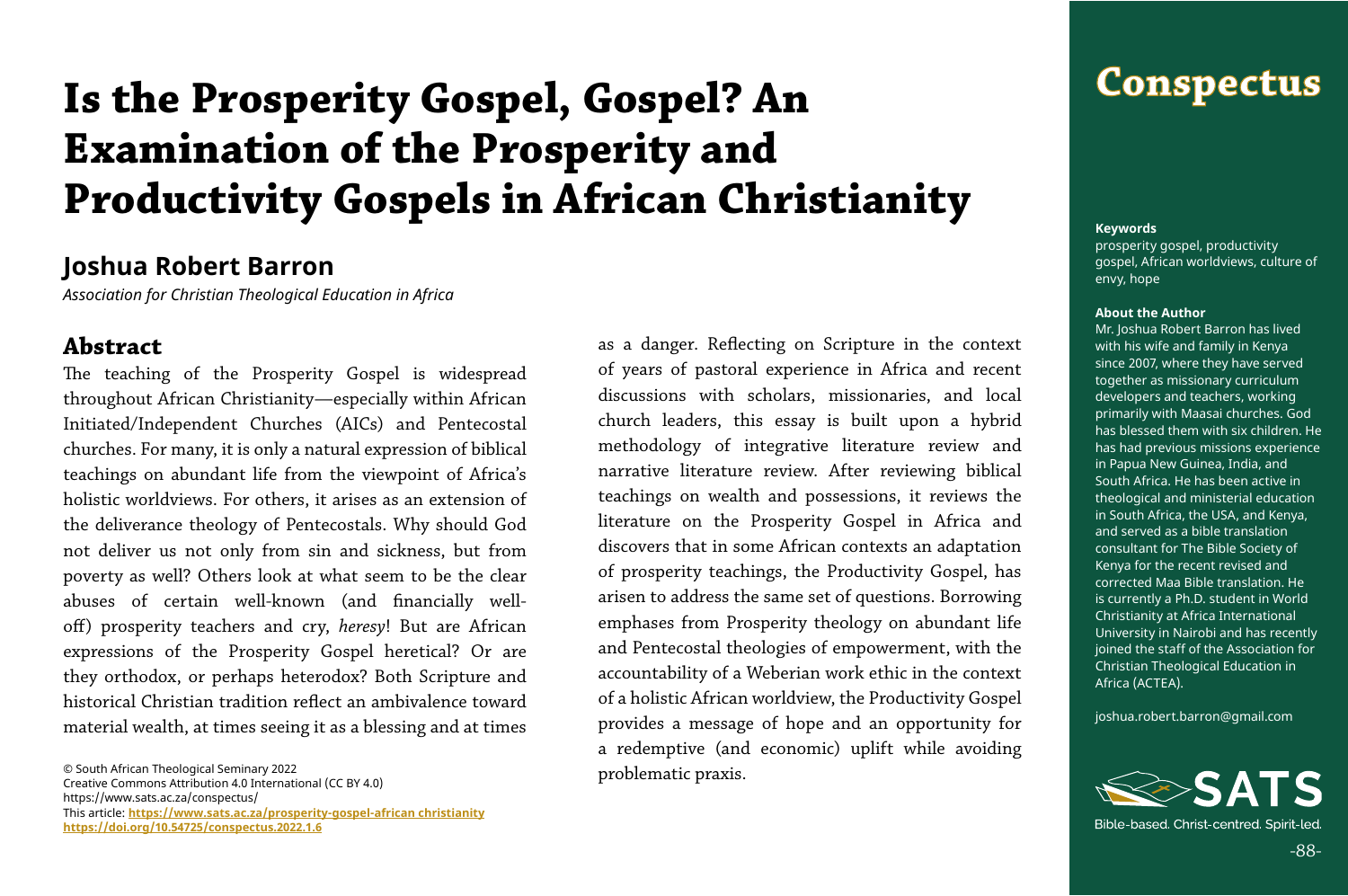# Is the Prosperity Gospel, Gospel? An Examination of the Prosperity and Productivity Gospels in African Christianity

## Joshua Robert Barron

*Association for Christian Theological Education in Africa*

## Abstract

The teaching of the Prosperity Gospel is widespread throughout African Christianity—especially within African Initiated/Independent Churches (AICs) and Pentecostal churches. For many, it is only a natural expression of biblical teachings on abundant life from the viewpoint of Africa's holistic worldviews. For others, it arises as an extension of the deliverance theology of Pentecostals. Why should God not deliver us not only from sin and sickness, but from poverty as well? Others look at what seem to be the clear abuses of certain well-known (and financially well-off) prosperity teachers and cry, *heresy*! But are African expressions of the Prosperity Gospel heretical? Or are they orthodox, or perhaps heterodox? Both Scripture and historical Christian tradition reflect an ambivalence toward material wealth, at times seeing it as a blessing and at times as a danger. Reflecting on Scripture in the context of years of pastoral experience in Africa and recent discussions with scholars, missionaries, and local church leaders, this essay is built upon a hybrid methodology of integrative literature review and narrative literature review. After reviewing biblical teachings on wealth and possessions, it reviews the literature on the Prosperity Gospel in Africa and discovers that in some African contexts an adaptation of prosperity teachings, the Productivity Gospel, has arisen to address the same set of questions. Borrowing emphases from Prosperity theology on abundant life and Pentecostal theologies of empowerment, with the accountability of a Weberian work ethic in the context of a holistic African worldview, the Productivity Gospel provides a message of hope and an opportunity for a redemptive (and economic) uplift while avoiding problematic praxis.

© South African Theological Seminary 2022
Creative Commons Attribution 4.0 International (CC BY 4.0)
https://www.sats.ac.za/conspectus/
This article: **https://www.sats.ac.za/prosperity-gospel-african christianity**
**https://doi.org/10.54725/conspectus.2022.1.6**

**Keywords**

prosperity gospel, productivity gospel, African worldviews, culture of envy, hope

**About the Author**

Mr. Joshua Robert Barron has lived with his wife and family in Kenya since 2007, where they have served together as missionary curriculum developers and teachers, working primarily with Maasai churches. God has blessed them with six children. He has had previous missions experience in Papua New Guinea, India, and South Africa. He has been active in theological and ministerial education in South Africa, the USA, and Kenya, and served as a bible translation consultant for The Bible Society of Kenya for the recent revised and corrected Maa Bible translation. He is currently a Ph.D. student in World Christianity at Africa International University in Nairobi and has recently joined the staff of the Association for Christian Theological Education in Africa (ACTEA).

joshua.robert.barron@gmail.com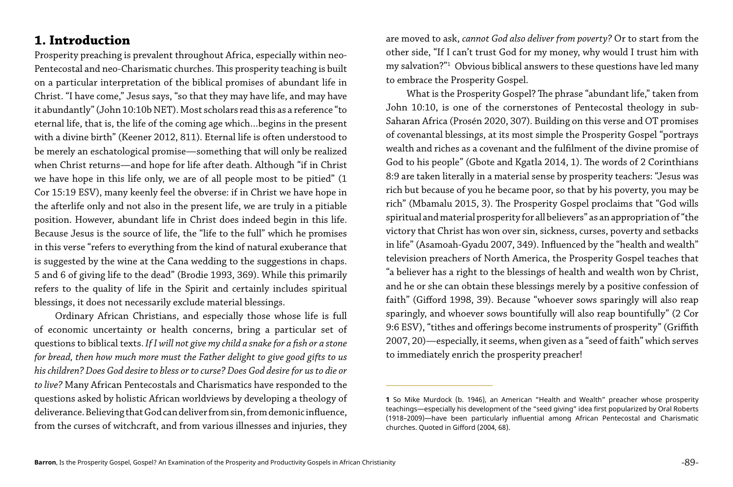## 1. Introduction

Prosperity preaching is prevalent throughout Africa, especially within neo-Pentecostal and neo-Charismatic churches. This prosperity teaching is built on a particular interpretation of the biblical promises of abundant life in Christ. "I have come," Jesus says, "so that they may have life, and may have it abundantly" (John 10:10b NET). Most scholars read this as a reference "to eternal life, that is, the life of the coming age which…begins in the present with a divine birth" (Keener 2012, 811). Eternal life is often understood to be merely an eschatological promise—something that will only be realized when Christ returns—and hope for life after death. Although "if in Christ we have hope in this life only, we are of all people most to be pitied" (1 Cor 15:19 ESV), many keenly feel the obverse: if in Christ we have hope in the afterlife only and not also in the present life, we are truly in a pitiable position. However, abundant life in Christ does indeed begin in this life. Because Jesus is the source of life, the "life to the full" which he promises in this verse "refers to everything from the kind of natural exuberance that is suggested by the wine at the Cana wedding to the suggestions in chaps. 5 and 6 of giving life to the dead" (Brodie 1993, 369). While this primarily refers to the quality of life in the Spirit and certainly includes spiritual blessings, it does not necessarily exclude material blessings.

Ordinary African Christians, and especially those whose life is full of economic uncertainty or health concerns, bring a particular set of questions to biblical texts. *If I will not give my child a snake for a fish or a stone for bread, then how much more must the Father delight to give good gifts to us his children? Does God desire to bless or to curse? Does God desire for us to die or to live?* Many African Pentecostals and Charismatics have responded to the questions asked by holistic African worldviews by developing a theology of deliverance. Believing that God can deliver from sin, from demonic influence, from the curses of witchcraft, and from various illnesses and injuries, they are moved to ask, *cannot God also deliver from poverty?* Or to start from the other side, "If I can't trust God for my money, why would I trust him with my salvation?"[1] Obvious biblical answers to these questions have led many to embrace the Prosperity Gospel.

What is the Prosperity Gospel? The phrase "abundant life," taken from John 10:10, is one of the cornerstones of Pentecostal theology in sub-Saharan Africa (Prosén 2020, 307). Building on this verse and OT promises of covenantal blessings, at its most simple the Prosperity Gospel "portrays wealth and riches as a covenant and the fulfilment of the divine promise of God to his people" (Gbote and Kgatla 2014, 1). The words of 2 Corinthians 8:9 are taken literally in a material sense by prosperity teachers: "Jesus was rich but because of you he became poor, so that by his poverty, you may be rich" (Mbamalu 2015, 3). The Prosperity Gospel proclaims that "God wills spiritual and material prosperity for all believers" as an appropriation of "the victory that Christ has won over sin, sickness, curses, poverty and setbacks in life" (Asamoah-Gyadu 2007, 349). Influenced by the "health and wealth" television preachers of North America, the Prosperity Gospel teaches that "a believer has a right to the blessings of health and wealth won by Christ, and he or she can obtain these blessings merely by a positive confession of faith" (Gifford 1998, 39). Because "whoever sows sparingly will also reap sparingly, and whoever sows bountifully will also reap bountifully" (2 Cor 9:6 ESV), "tithes and offerings become instruments of prosperity" (Griffith 2007, 20)—especially, it seems, when given as a "seed of faith" which serves to immediately enrich the prosperity preacher!

---

**1** So Mike Murdock (b. 1946), an American "Health and Wealth" preacher whose prosperity teachings—especially his development of the "seed giving" idea first popularized by Oral Roberts (1918–2009)—have been particularly influential among African Pentecostal and Charismatic churches. Quoted in Gifford (2004, 68).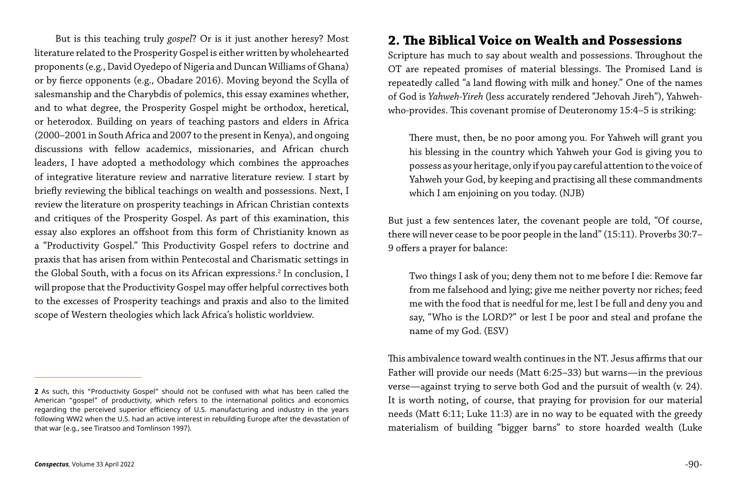But is this teaching truly *gospel*? Or is it just another heresy? Most literature related to the Prosperity Gospel is either written by wholehearted proponents (e.g., David Oyedepo of Nigeria and Duncan Williams of Ghana) or by fierce opponents (e.g., Obadare 2016). Moving beyond the Scylla of salesmanship and the Charybdis of polemics, this essay examines whether, and to what degree, the Prosperity Gospel might be orthodox, heretical, or heterodox. Building on years of teaching pastors and elders in Africa (2000–2001 in South Africa and 2007 to the present in Kenya), and ongoing discussions with fellow academics, missionaries, and African church leaders, I have adopted a methodology which combines the approaches of integrative literature review and narrative literature review. I start by briefly reviewing the biblical teachings on wealth and possessions. Next, I review the literature on prosperity teachings in African Christian contexts and critiques of the Prosperity Gospel. As part of this examination, this essay also explores an offshoot from this form of Christianity known as a "Productivity Gospel." This Productivity Gospel refers to doctrine and praxis that has arisen from within Pentecostal and Charismatic settings in the Global South, with a focus on its African expressions.[2] In conclusion, I will propose that the Productivity Gospel may offer helpful correctives both to the excesses of Prosperity teachings and praxis and also to the limited scope of Western theologies which lack Africa's holistic worldview.

[2] As such, this "Productivity Gospel" should not be confused with what has been called the American "gospel" of productivity, which refers to the international politics and economics regarding the perceived superior efficiency of U.S. manufacturing and industry in the years following WW2 when the U.S. had an active interest in rebuilding Europe after the devastation of that war (e.g., see Tiratsoo and Tomlinson 1997).

## 2. The Biblical Voice on Wealth and Possessions

Scripture has much to say about wealth and possessions. Throughout the OT are repeated promises of material blessings. The Promised Land is repeatedly called "a land flowing with milk and honey." One of the names of God is *Yahweh-Yireh* (less accurately rendered "Jehovah Jireh"), Yahweh-who-provides. This covenant promise of Deuteronomy 15:4–5 is striking:

> There must, then, be no poor among you. For Yahweh will grant you his blessing in the country which Yahweh your God is giving you to possess as your heritage, only if you pay careful attention to the voice of Yahweh your God, by keeping and practising all these commandments which I am enjoining on you today. (NJB)

But just a few sentences later, the covenant people are told, "Of course, there will never cease to be poor people in the land" (15:11). Proverbs 30:7–9 offers a prayer for balance:

> Two things I ask of you; deny them not to me before I die: Remove far from me falsehood and lying; give me neither poverty nor riches; feed me with the food that is needful for me, lest I be full and deny you and say, "Who is the LORD?" or lest I be poor and steal and profane the name of my God. (ESV)

This ambivalence toward wealth continues in the NT. Jesus affirms that our Father will provide our needs (Matt 6:25–33) but warns—in the previous verse—against trying to serve both God and the pursuit of wealth (v. 24). It is worth noting, of course, that praying for provision for our material needs (Matt 6:11; Luke 11:3) are in no way to be equated with the greedy materialism of building "bigger barns" to store hoarded wealth (Luke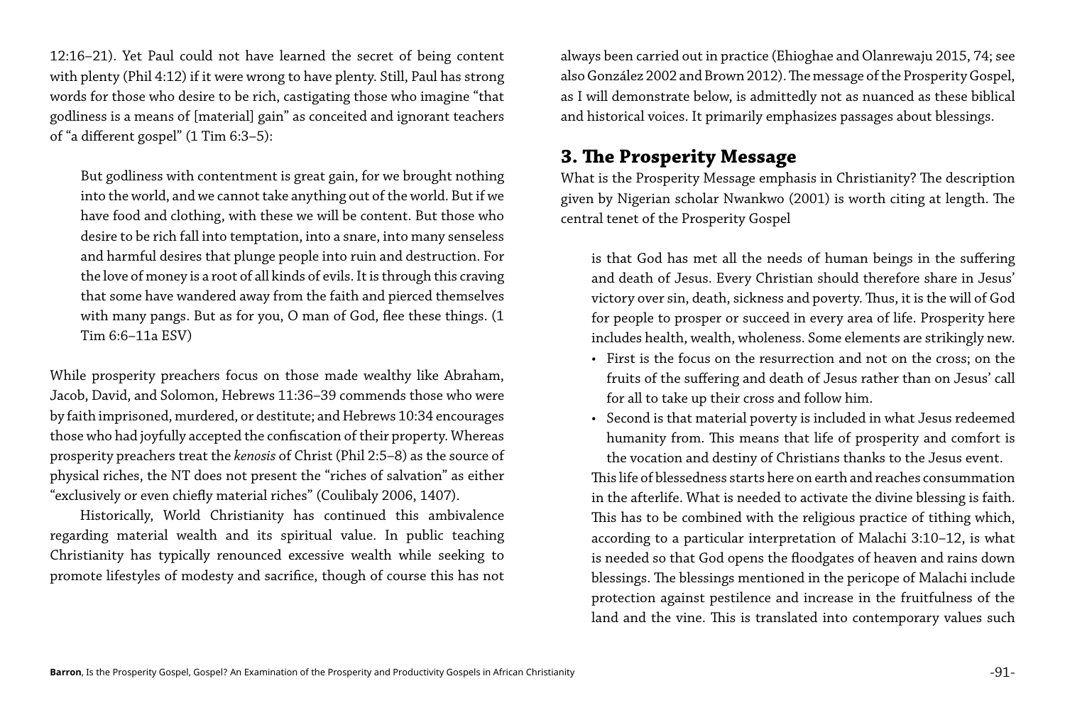12:16–21). Yet Paul could not have learned the secret of being content with plenty (Phil 4:12) if it were wrong to have plenty. Still, Paul has strong words for those who desire to be rich, castigating those who imagine "that godliness is a means of [material] gain" as conceited and ignorant teachers of "a different gospel" (1 Tim 6:3–5):

> But godliness with contentment is great gain, for we brought nothing into the world, and we cannot take anything out of the world. But if we have food and clothing, with these we will be content. But those who desire to be rich fall into temptation, into a snare, into many senseless and harmful desires that plunge people into ruin and destruction. For the love of money is a root of all kinds of evils. It is through this craving that some have wandered away from the faith and pierced themselves with many pangs. But as for you, O man of God, flee these things. (1 Tim 6:6–11a ESV)

While prosperity preachers focus on those made wealthy like Abraham, Jacob, David, and Solomon, Hebrews 11:36–39 commends those who were by faith imprisoned, murdered, or destitute; and Hebrews 10:34 encourages those who had joyfully accepted the confiscation of their property. Whereas prosperity preachers treat the *kenosis* of Christ (Phil 2:5–8) as the source of physical riches, the NT does not present the "riches of salvation" as either "exclusively or even chiefly material riches" (Coulibaly 2006, 1407).

Historically, World Christianity has continued this ambivalence regarding material wealth and its spiritual value. In public teaching Christianity has typically renounced excessive wealth while seeking to promote lifestyles of modesty and sacrifice, though of course this has not always been carried out in practice (Ehioghae and Olanrewaju 2015, 74; see also González 2002 and Brown 2012). The message of the Prosperity Gospel, as I will demonstrate below, is admittedly not as nuanced as these biblical and historical voices. It primarily emphasizes passages about blessings.

## 3. The Prosperity Message

What is the Prosperity Message emphasis in Christianity? The description given by Nigerian scholar Nwankwo (2001) is worth citing at length. The central tenet of the Prosperity Gospel

> is that God has met all the needs of human beings in the suffering and death of Jesus. Every Christian should therefore share in Jesus' victory over sin, death, sickness and poverty. Thus, it is the will of God for people to prosper or succeed in every area of life. Prosperity here includes health, wealth, wholeness. Some elements are strikingly new.
>
> - First is the focus on the resurrection and not on the cross; on the fruits of the suffering and death of Jesus rather than on Jesus' call for all to take up their cross and follow him.
> - Second is that material poverty is included in what Jesus redeemed humanity from. This means that life of prosperity and comfort is the vocation and destiny of Christians thanks to the Jesus event.
>
> This life of blessedness starts here on earth and reaches consummation in the afterlife. What is needed to activate the divine blessing is faith. This has to be combined with the religious practice of tithing which, according to a particular interpretation of Malachi 3:10–12, is what is needed so that God opens the floodgates of heaven and rains down blessings. The blessings mentioned in the pericope of Malachi include protection against pestilence and increase in the fruitfulness of the land and the vine. This is translated into contemporary values such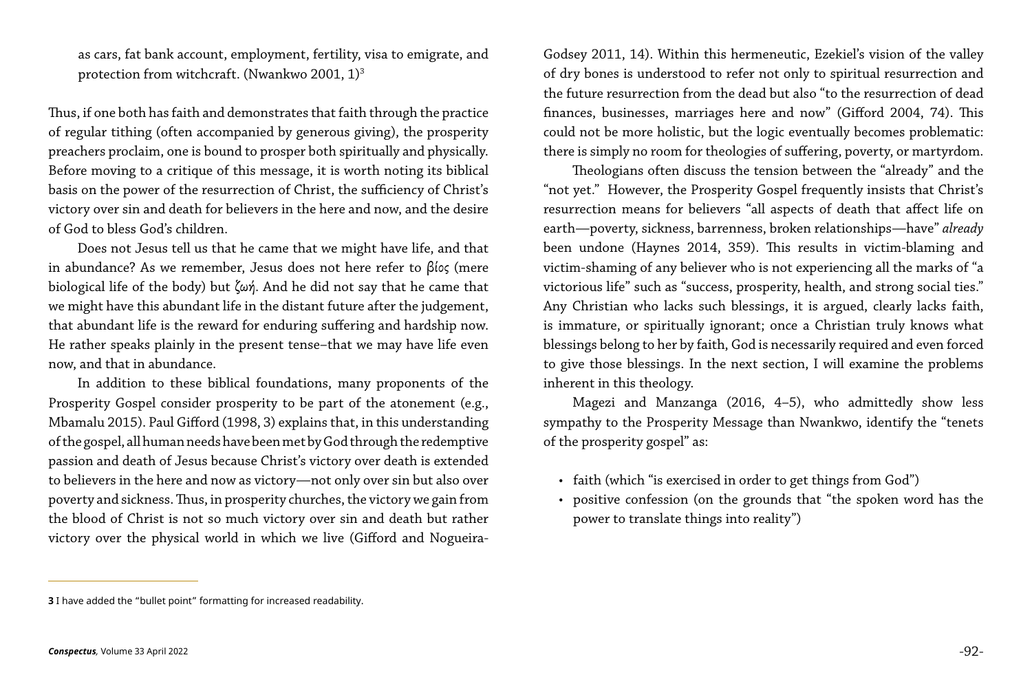as cars, fat bank account, employment, fertility, visa to emigrate, and protection from witchcraft. (Nwankwo 2001, 1)[3]

Thus, if one both has faith and demonstrates that faith through the practice of regular tithing (often accompanied by generous giving), the prosperity preachers proclaim, one is bound to prosper both spiritually and physically. Before moving to a critique of this message, it is worth noting its biblical basis on the power of the resurrection of Christ, the sufficiency of Christ's victory over sin and death for believers in the here and now, and the desire of God to bless God's children.

Does not Jesus tell us that he came that we might have life, and that in abundance? As we remember, Jesus does not here refer to βίος (mere biological life of the body) but ζωή. And he did not say that he came that we might have this abundant life in the distant future after the judgement, that abundant life is the reward for enduring suffering and hardship now. He rather speaks plainly in the present tense–that we may have life even now, and that in abundance.

In addition to these biblical foundations, many proponents of the Prosperity Gospel consider prosperity to be part of the atonement (e.g., Mbamalu 2015). Paul Gifford (1998, 3) explains that, in this understanding of the gospel, all human needs have been met by God through the redemptive passion and death of Jesus because Christ's victory over death is extended to believers in the here and now as victory—not only over sin but also over poverty and sickness. Thus, in prosperity churches, the victory we gain from the blood of Christ is not so much victory over sin and death but rather victory over the physical world in which we live (Gifford and Nogueira-Godsey 2011, 14). Within this hermeneutic, Ezekiel's vision of the valley of dry bones is understood to refer not only to spiritual resurrection and the future resurrection from the dead but also "to the resurrection of dead finances, businesses, marriages here and now" (Gifford 2004, 74). This could not be more holistic, but the logic eventually becomes problematic: there is simply no room for theologies of suffering, poverty, or martyrdom.

Theologians often discuss the tension between the "already" and the "not yet." However, the Prosperity Gospel frequently insists that Christ's resurrection means for believers "all aspects of death that affect life on earth—poverty, sickness, barrenness, broken relationships—have" *already* been undone (Haynes 2014, 359). This results in victim-blaming and victim-shaming of any believer who is not experiencing all the marks of "a victorious life" such as "success, prosperity, health, and strong social ties." Any Christian who lacks such blessings, it is argued, clearly lacks faith, is immature, or spiritually ignorant; once a Christian truly knows what blessings belong to her by faith, God is necessarily required and even forced to give those blessings. In the next section, I will examine the problems inherent in this theology.

Magezi and Manzanga (2016, 4–5), who admittedly show less sympathy to the Prosperity Message than Nwankwo, identify the "tenets of the prosperity gospel" as:

- faith (which "is exercised in order to get things from God")
- positive confession (on the grounds that "the spoken word has the power to translate things into reality")

---

**3** I have added the "bullet point" formatting for increased readability.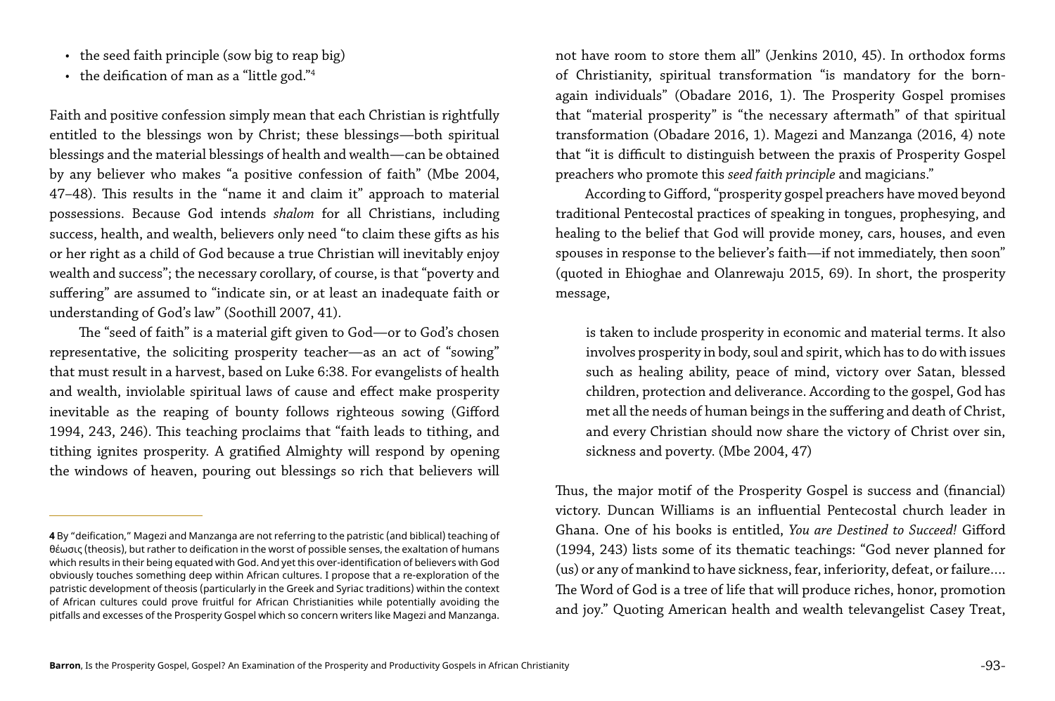- the seed faith principle (sow big to reap big)
- the deification of man as a "little god."[4]

Faith and positive confession simply mean that each Christian is rightfully entitled to the blessings won by Christ; these blessings—both spiritual blessings and the material blessings of health and wealth—can be obtained by any believer who makes "a positive confession of faith" (Mbe 2004, 47–48). This results in the "name it and claim it" approach to material possessions. Because God intends *shalom* for all Christians, including success, health, and wealth, believers only need "to claim these gifts as his or her right as a child of God because a true Christian will inevitably enjoy wealth and success"; the necessary corollary, of course, is that "poverty and suffering" are assumed to "indicate sin, or at least an inadequate faith or understanding of God's law" (Soothill 2007, 41).

The "seed of faith" is a material gift given to God—or to God's chosen representative, the soliciting prosperity teacher—as an act of "sowing" that must result in a harvest, based on Luke 6:38. For evangelists of health and wealth, inviolable spiritual laws of cause and effect make prosperity inevitable as the reaping of bounty follows righteous sowing (Gifford 1994, 243, 246). This teaching proclaims that "faith leads to tithing, and tithing ignites prosperity. A gratified Almighty will respond by opening the windows of heaven, pouring out blessings so rich that believers will not have room to store them all" (Jenkins 2010, 45). In orthodox forms of Christianity, spiritual transformation "is mandatory for the born-again individuals" (Obadare 2016, 1). The Prosperity Gospel promises that "material prosperity" is "the necessary aftermath" of that spiritual transformation (Obadare 2016, 1). Magezi and Manzanga (2016, 4) note that "it is difficult to distinguish between the praxis of Prosperity Gospel preachers who promote this *seed faith principle* and magicians."

According to Gifford, "prosperity gospel preachers have moved beyond traditional Pentecostal practices of speaking in tongues, prophesying, and healing to the belief that God will provide money, cars, houses, and even spouses in response to the believer's faith—if not immediately, then soon" (quoted in Ehioghae and Olanrewaju 2015, 69). In short, the prosperity message,

> is taken to include prosperity in economic and material terms. It also involves prosperity in body, soul and spirit, which has to do with issues such as healing ability, peace of mind, victory over Satan, blessed children, protection and deliverance. According to the gospel, God has met all the needs of human beings in the suffering and death of Christ, and every Christian should now share the victory of Christ over sin, sickness and poverty. (Mbe 2004, 47)

Thus, the major motif of the Prosperity Gospel is success and (financial) victory. Duncan Williams is an influential Pentecostal church leader in Ghana. One of his books is entitled, *You are Destined to Succeed!* Gifford (1994, 243) lists some of its thematic teachings: "God never planned for (us) or any of mankind to have sickness, fear, inferiority, defeat, or failure.... The Word of God is a tree of life that will produce riches, honor, promotion and joy." Quoting American health and wealth televangelist Casey Treat,

---

**4** By "deification," Magezi and Manzanga are not referring to the patristic (and biblical) teaching of θέωσις (theosis), but rather to deification in the worst of possible senses, the exaltation of humans which results in their being equated with God. And yet this over-identification of believers with God obviously touches something deep within African cultures. I propose that a re-exploration of the patristic development of theosis (particularly in the Greek and Syriac traditions) within the context of African cultures could prove fruitful for African Christianities while potentially avoiding the pitfalls and excesses of the Prosperity Gospel which so concern writers like Magezi and Manzanga.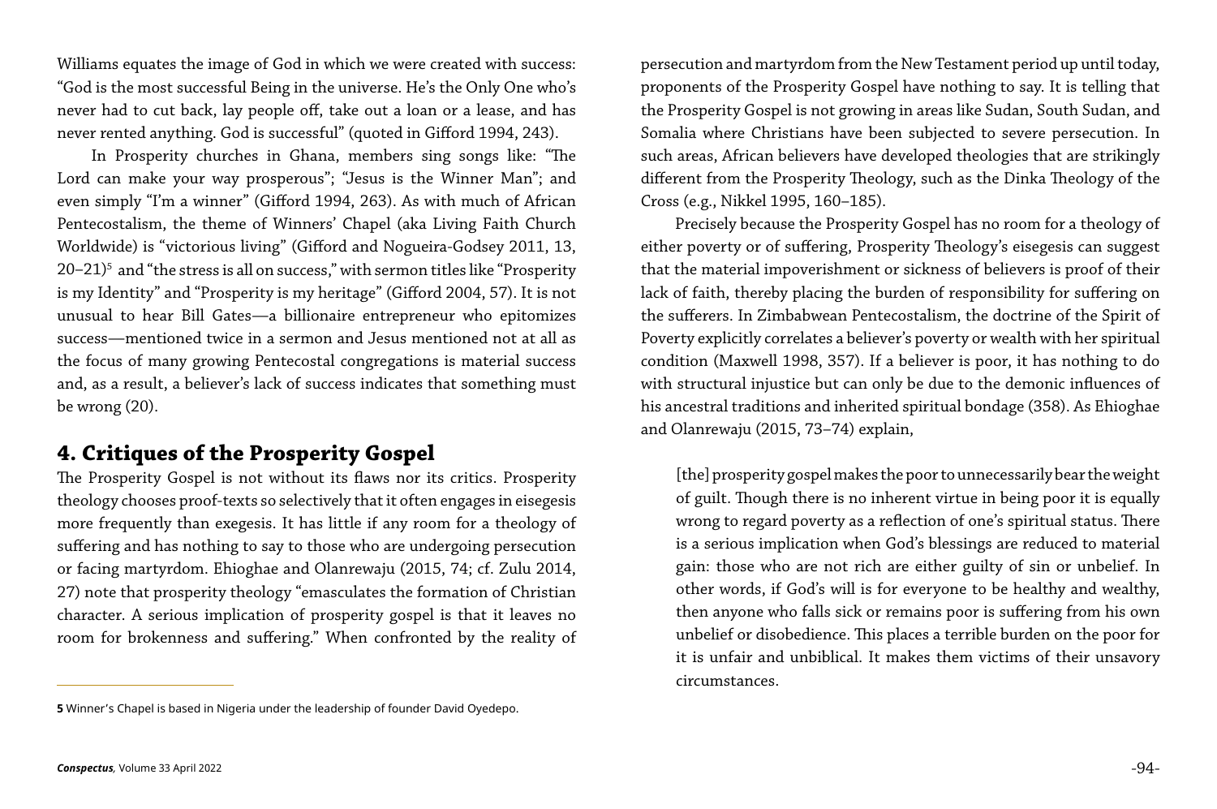Williams equates the image of God in which we were created with success: "God is the most successful Being in the universe. He's the Only One who's never had to cut back, lay people off, take out a loan or a lease, and has never rented anything. God is successful" (quoted in Gifford 1994, 243).

In Prosperity churches in Ghana, members sing songs like: "The Lord can make your way prosperous"; "Jesus is the Winner Man"; and even simply "I'm a winner" (Gifford 1994, 263). As with much of African Pentecostalism, the theme of Winners' Chapel (aka Living Faith Church Worldwide) is "victorious living" (Gifford and Nogueira-Godsey 2011, 13, 20–21)[5] and "the stress is all on success," with sermon titles like "Prosperity is my Identity" and "Prosperity is my heritage" (Gifford 2004, 57). It is not unusual to hear Bill Gates—a billionaire entrepreneur who epitomizes success—mentioned twice in a sermon and Jesus mentioned not at all as the focus of many growing Pentecostal congregations is material success and, as a result, a believer's lack of success indicates that something must be wrong (20).

## 4. Critiques of the Prosperity Gospel

The Prosperity Gospel is not without its flaws nor its critics. Prosperity theology chooses proof-texts so selectively that it often engages in eisegesis more frequently than exegesis. It has little if any room for a theology of suffering and has nothing to say to those who are undergoing persecution or facing martyrdom. Ehioghae and Olanrewaju (2015, 74; cf. Zulu 2014, 27) note that prosperity theology "emasculates the formation of Christian character. A serious implication of prosperity gospel is that it leaves no room for brokenness and suffering." When confronted by the reality of persecution and martyrdom from the New Testament period up until today, proponents of the Prosperity Gospel have nothing to say. It is telling that the Prosperity Gospel is not growing in areas like Sudan, South Sudan, and Somalia where Christians have been subjected to severe persecution. In such areas, African believers have developed theologies that are strikingly different from the Prosperity Theology, such as the Dinka Theology of the Cross (e.g., Nikkel 1995, 160–185).

Precisely because the Prosperity Gospel has no room for a theology of either poverty or of suffering, Prosperity Theology's eisegesis can suggest that the material impoverishment or sickness of believers is proof of their lack of faith, thereby placing the burden of responsibility for suffering on the sufferers. In Zimbabwean Pentecostalism, the doctrine of the Spirit of Poverty explicitly correlates a believer's poverty or wealth with her spiritual condition (Maxwell 1998, 357). If a believer is poor, it has nothing to do with structural injustice but can only be due to the demonic influences of his ancestral traditions and inherited spiritual bondage (358). As Ehioghae and Olanrewaju (2015, 73–74) explain,

> [the] prosperity gospel makes the poor to unnecessarily bear the weight of guilt. Though there is no inherent virtue in being poor it is equally wrong to regard poverty as a reflection of one's spiritual status. There is a serious implication when God's blessings are reduced to material gain: those who are not rich are either guilty of sin or unbelief. In other words, if God's will is for everyone to be healthy and wealthy, then anyone who falls sick or remains poor is suffering from his own unbelief or disobedience. This places a terrible burden on the poor for it is unfair and unbiblical. It makes them victims of their unsavory circumstances.

---

**5** Winner's Chapel is based in Nigeria under the leadership of founder David Oyedepo.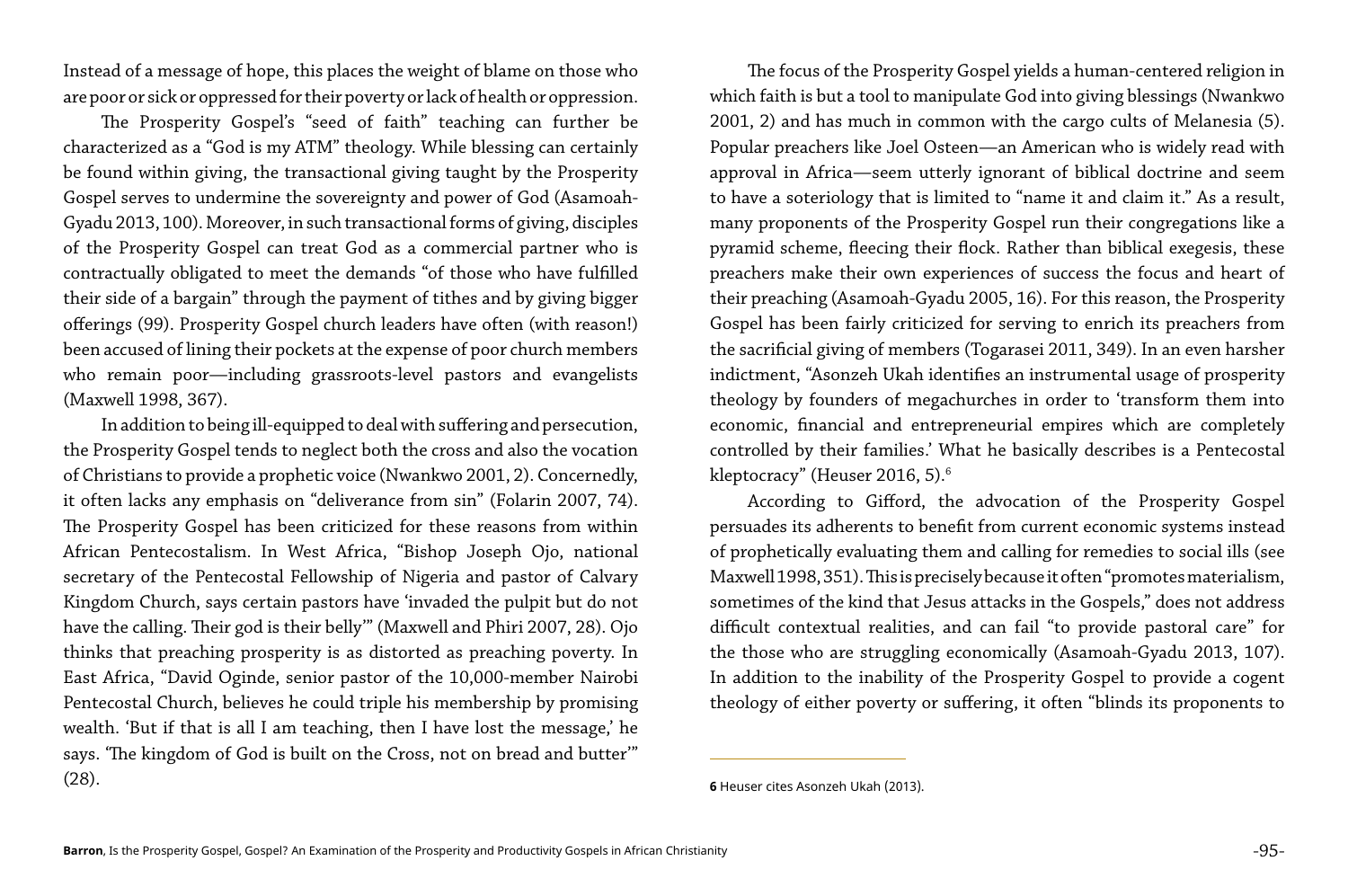Instead of a message of hope, this places the weight of blame on those who are poor or sick or oppressed for their poverty or lack of health or oppression.

The Prosperity Gospel's "seed of faith" teaching can further be characterized as a "God is my ATM" theology. While blessing can certainly be found within giving, the transactional giving taught by the Prosperity Gospel serves to undermine the sovereignty and power of God (Asamoah-Gyadu 2013, 100). Moreover, in such transactional forms of giving, disciples of the Prosperity Gospel can treat God as a commercial partner who is contractually obligated to meet the demands "of those who have fulfilled their side of a bargain" through the payment of tithes and by giving bigger offerings (99). Prosperity Gospel church leaders have often (with reason!) been accused of lining their pockets at the expense of poor church members who remain poor—including grassroots-level pastors and evangelists (Maxwell 1998, 367).

In addition to being ill-equipped to deal with suffering and persecution, the Prosperity Gospel tends to neglect both the cross and also the vocation of Christians to provide a prophetic voice (Nwankwo 2001, 2). Concernedly, it often lacks any emphasis on "deliverance from sin" (Folarin 2007, 74). The Prosperity Gospel has been criticized for these reasons from within African Pentecostalism. In West Africa, "Bishop Joseph Ojo, national secretary of the Pentecostal Fellowship of Nigeria and pastor of Calvary Kingdom Church, says certain pastors have 'invaded the pulpit but do not have the calling. Their god is their belly'" (Maxwell and Phiri 2007, 28). Ojo thinks that preaching prosperity is as distorted as preaching poverty. In East Africa, "David Oginde, senior pastor of the 10,000-member Nairobi Pentecostal Church, believes he could triple his membership by promising wealth. 'But if that is all I am teaching, then I have lost the message,' he says. 'The kingdom of God is built on the Cross, not on bread and butter'" (28).

The focus of the Prosperity Gospel yields a human-centered religion in which faith is but a tool to manipulate God into giving blessings (Nwankwo 2001, 2) and has much in common with the cargo cults of Melanesia (5). Popular preachers like Joel Osteen—an American who is widely read with approval in Africa—seem utterly ignorant of biblical doctrine and seem to have a soteriology that is limited to "name it and claim it." As a result, many proponents of the Prosperity Gospel run their congregations like a pyramid scheme, fleecing their flock. Rather than biblical exegesis, these preachers make their own experiences of success the focus and heart of their preaching (Asamoah-Gyadu 2005, 16). For this reason, the Prosperity Gospel has been fairly criticized for serving to enrich its preachers from the sacrificial giving of members (Togarasei 2011, 349). In an even harsher indictment, "Asonzeh Ukah identifies an instrumental usage of prosperity theology by founders of megachurches in order to 'transform them into economic, financial and entrepreneurial empires which are completely controlled by their families.' What he basically describes is a Pentecostal kleptocracy" (Heuser 2016, 5).[6]

According to Gifford, the advocation of the Prosperity Gospel persuades its adherents to benefit from current economic systems instead of prophetically evaluating them and calling for remedies to social ills (see Maxwell 1998, 351). This is precisely because it often "promotes materialism, sometimes of the kind that Jesus attacks in the Gospels," does not address difficult contextual realities, and can fail "to provide pastoral care" for the those who are struggling economically (Asamoah-Gyadu 2013, 107). In addition to the inability of the Prosperity Gospel to provide a cogent theology of either poverty or suffering, it often "blinds its proponents to

---

**6** Heuser cites Asonzeh Ukah (2013).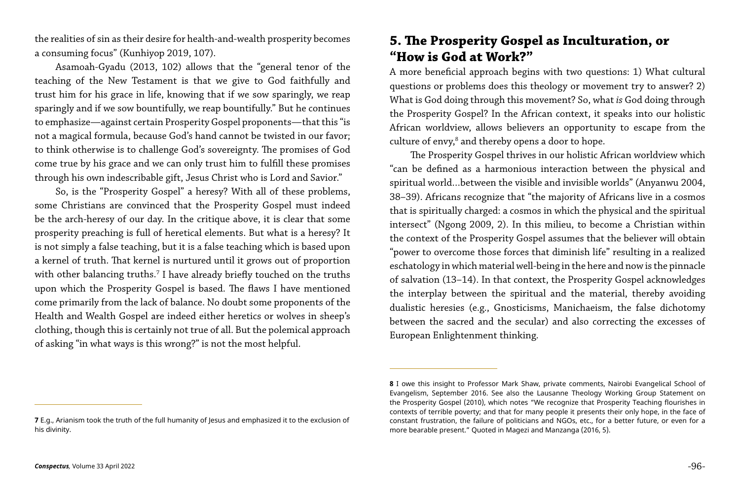the realities of sin as their desire for health-and-wealth prosperity becomes a consuming focus" (Kunhiyop 2019, 107).

Asamoah-Gyadu (2013, 102) allows that the "general tenor of the teaching of the New Testament is that we give to God faithfully and trust him for his grace in life, knowing that if we sow sparingly, we reap sparingly and if we sow bountifully, we reap bountifully." But he continues to emphasize—against certain Prosperity Gospel proponents—that this "is not a magical formula, because God's hand cannot be twisted in our favor; to think otherwise is to challenge God's sovereignty. The promises of God come true by his grace and we can only trust him to fulfill these promises through his own indescribable gift, Jesus Christ who is Lord and Savior."

So, is the "Prosperity Gospel" a heresy? With all of these problems, some Christians are convinced that the Prosperity Gospel must indeed be the arch-heresy of our day. In the critique above, it is clear that some prosperity preaching is full of heretical elements. But what is a heresy? It is not simply a false teaching, but it is a false teaching which is based upon a kernel of truth. That kernel is nurtured until it grows out of proportion with other balancing truths.[7] I have already briefly touched on the truths upon which the Prosperity Gospel is based. The flaws I have mentioned come primarily from the lack of balance. No doubt some proponents of the Health and Wealth Gospel are indeed either heretics or wolves in sheep's clothing, though this is certainly not true of all. But the polemical approach of asking "in what ways is this wrong?" is not the most helpful.

## 5. The Prosperity Gospel as Inculturation, or "How is God at Work?"

A more beneficial approach begins with two questions: 1) What cultural questions or problems does this theology or movement try to answer? 2) What is God doing through this movement? So, what *is* God doing through the Prosperity Gospel? In the African context, it speaks into our holistic African worldview, allows believers an opportunity to escape from the culture of envy,[8] and thereby opens a door to hope.

The Prosperity Gospel thrives in our holistic African worldview which "can be defined as a harmonious interaction between the physical and spiritual world…between the visible and invisible worlds" (Anyanwu 2004, 38–39). Africans recognize that "the majority of Africans live in a cosmos that is spiritually charged: a cosmos in which the physical and the spiritual intersect" (Ngong 2009, 2). In this milieu, to become a Christian within the context of the Prosperity Gospel assumes that the believer will obtain "power to overcome those forces that diminish life" resulting in a realized eschatology in which material well-being in the here and now is the pinnacle of salvation (13–14). In that context, the Prosperity Gospel acknowledges the interplay between the spiritual and the material, thereby avoiding dualistic heresies (e.g., Gnosticisms, Manichaeism, the false dichotomy between the sacred and the secular) and also correcting the excesses of European Enlightenment thinking.

---

**7** E.g., Arianism took the truth of the full humanity of Jesus and emphasized it to the exclusion of his divinity.

**8** I owe this insight to Professor Mark Shaw, private comments, Nairobi Evangelical School of Evangelism, September 2016. See also the Lausanne Theology Working Group Statement on the Prosperity Gospel (2010), which notes "We recognize that Prosperity Teaching flourishes in contexts of terrible poverty; and that for many people it presents their only hope, in the face of constant frustration, the failure of politicians and NGOs, etc., for a better future, or even for a more bearable present." Quoted in Magezi and Manzanga (2016, 5).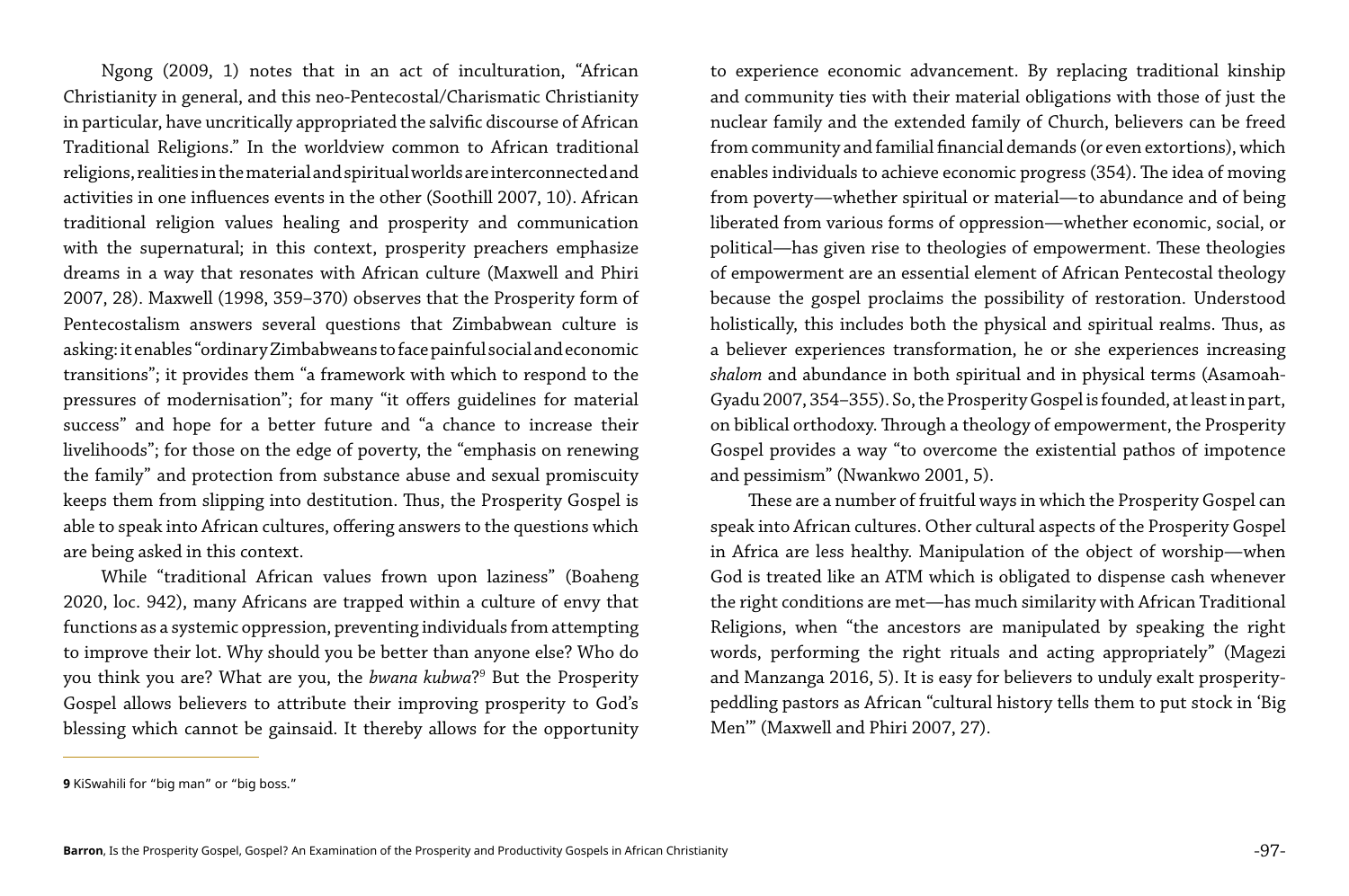Ngong (2009, 1) notes that in an act of inculturation, "African Christianity in general, and this neo-Pentecostal/Charismatic Christianity in particular, have uncritically appropriated the salvific discourse of African Traditional Religions." In the worldview common to African traditional religions, realities in the material and spiritual worlds are interconnected and activities in one influences events in the other (Soothill 2007, 10). African traditional religion values healing and prosperity and communication with the supernatural; in this context, prosperity preachers emphasize dreams in a way that resonates with African culture (Maxwell and Phiri 2007, 28). Maxwell (1998, 359–370) observes that the Prosperity form of Pentecostalism answers several questions that Zimbabwean culture is asking: it enables "ordinary Zimbabweans to face painful social and economic transitions"; it provides them "a framework with which to respond to the pressures of modernisation"; for many "it offers guidelines for material success" and hope for a better future and "a chance to increase their livelihoods"; for those on the edge of poverty, the "emphasis on renewing the family" and protection from substance abuse and sexual promiscuity keeps them from slipping into destitution. Thus, the Prosperity Gospel is able to speak into African cultures, offering answers to the questions which are being asked in this context.

While "traditional African values frown upon laziness" (Boaheng 2020, loc. 942), many Africans are trapped within a culture of envy that functions as a systemic oppression, preventing individuals from attempting to improve their lot. Why should you be better than anyone else? Who do you think you are? What are you, the *bwana kubwa*?[9] But the Prosperity Gospel allows believers to attribute their improving prosperity to God's blessing which cannot be gainsaid. It thereby allows for the opportunity to experience economic advancement. By replacing traditional kinship and community ties with their material obligations with those of just the nuclear family and the extended family of Church, believers can be freed from community and familial financial demands (or even extortions), which enables individuals to achieve economic progress (354). The idea of moving from poverty—whether spiritual or material—to abundance and of being liberated from various forms of oppression—whether economic, social, or political—has given rise to theologies of empowerment. These theologies of empowerment are an essential element of African Pentecostal theology because the gospel proclaims the possibility of restoration. Understood holistically, this includes both the physical and spiritual realms. Thus, as a believer experiences transformation, he or she experiences increasing *shalom* and abundance in both spiritual and in physical terms (Asamoah-Gyadu 2007, 354–355). So, the Prosperity Gospel is founded, at least in part, on biblical orthodoxy. Through a theology of empowerment, the Prosperity Gospel provides a way "to overcome the existential pathos of impotence and pessimism" (Nwankwo 2001, 5).

These are a number of fruitful ways in which the Prosperity Gospel can speak into African cultures. Other cultural aspects of the Prosperity Gospel in Africa are less healthy. Manipulation of the object of worship—when God is treated like an ATM which is obligated to dispense cash whenever the right conditions are met—has much similarity with African Traditional Religions, when "the ancestors are manipulated by speaking the right words, performing the right rituals and acting appropriately" (Magezi and Manzanga 2016, 5). It is easy for believers to unduly exalt prosperity-peddling pastors as African "cultural history tells them to put stock in 'Big Men'" (Maxwell and Phiri 2007, 27).

---

**9** KiSwahili for "big man" or "big boss."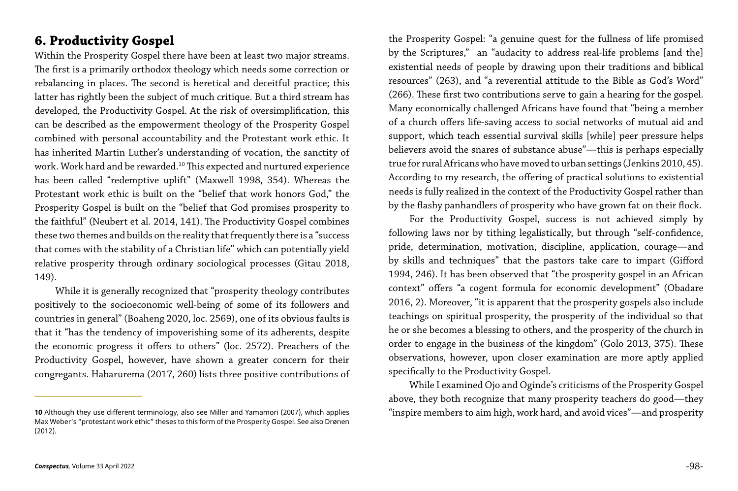## 6. Productivity Gospel

Within the Prosperity Gospel there have been at least two major streams. The first is a primarily orthodox theology which needs some correction or rebalancing in places. The second is heretical and deceitful practice; this latter has rightly been the subject of much critique. But a third stream has developed, the Productivity Gospel. At the risk of oversimplification, this can be described as the empowerment theology of the Prosperity Gospel combined with personal accountability and the Protestant work ethic. It has inherited Martin Luther's understanding of vocation, the sanctity of work. Work hard and be rewarded.[10] This expected and nurtured experience has been called "redemptive uplift" (Maxwell 1998, 354). Whereas the Protestant work ethic is built on the "belief that work honors God," the Prosperity Gospel is built on the "belief that God promises prosperity to the faithful" (Neubert et al. 2014, 141). The Productivity Gospel combines these two themes and builds on the reality that frequently there is a "success that comes with the stability of a Christian life" which can potentially yield relative prosperity through ordinary sociological processes (Gitau 2018, 149).

While it is generally recognized that "prosperity theology contributes positively to the socioeconomic well-being of some of its followers and countries in general" (Boaheng 2020, loc. 2569), one of its obvious faults is that it "has the tendency of impoverishing some of its adherents, despite the economic progress it offers to others" (loc. 2572). Preachers of the Productivity Gospel, however, have shown a greater concern for their congregants. Habarurema (2017, 260) lists three positive contributions of the Prosperity Gospel: "a genuine quest for the fullness of life promised by the Scriptures," an "audacity to address real-life problems [and the] existential needs of people by drawing upon their traditions and biblical resources" (263), and "a reverential attitude to the Bible as God's Word" (266). These first two contributions serve to gain a hearing for the gospel. Many economically challenged Africans have found that "being a member of a church offers life-saving access to social networks of mutual aid and support, which teach essential survival skills [while] peer pressure helps believers avoid the snares of substance abuse"—this is perhaps especially true for rural Africans who have moved to urban settings (Jenkins 2010, 45). According to my research, the offering of practical solutions to existential needs is fully realized in the context of the Productivity Gospel rather than by the flashy panhandlers of prosperity who have grown fat on their flock.

For the Productivity Gospel, success is not achieved simply by following laws nor by tithing legalistically, but through "self-confidence, pride, determination, motivation, discipline, application, courage—and by skills and techniques" that the pastors take care to impart (Gifford 1994, 246). It has been observed that "the prosperity gospel in an African context" offers "a cogent formula for economic development" (Obadare 2016, 2). Moreover, "it is apparent that the prosperity gospels also include teachings on spiritual prosperity, the prosperity of the individual so that he or she becomes a blessing to others, and the prosperity of the church in order to engage in the business of the kingdom" (Golo 2013, 375). These observations, however, upon closer examination are more aptly applied specifically to the Productivity Gospel.

While I examined Ojo and Oginde's criticisms of the Prosperity Gospel above, they both recognize that many prosperity teachers do good—they "inspire members to aim high, work hard, and avoid vices"—and prosperity

---

**10** Although they use different terminology, also see Miller and Yamamori (2007), which applies Max Weber's "protestant work ethic" theses to this form of the Prosperity Gospel. See also Drønen (2012).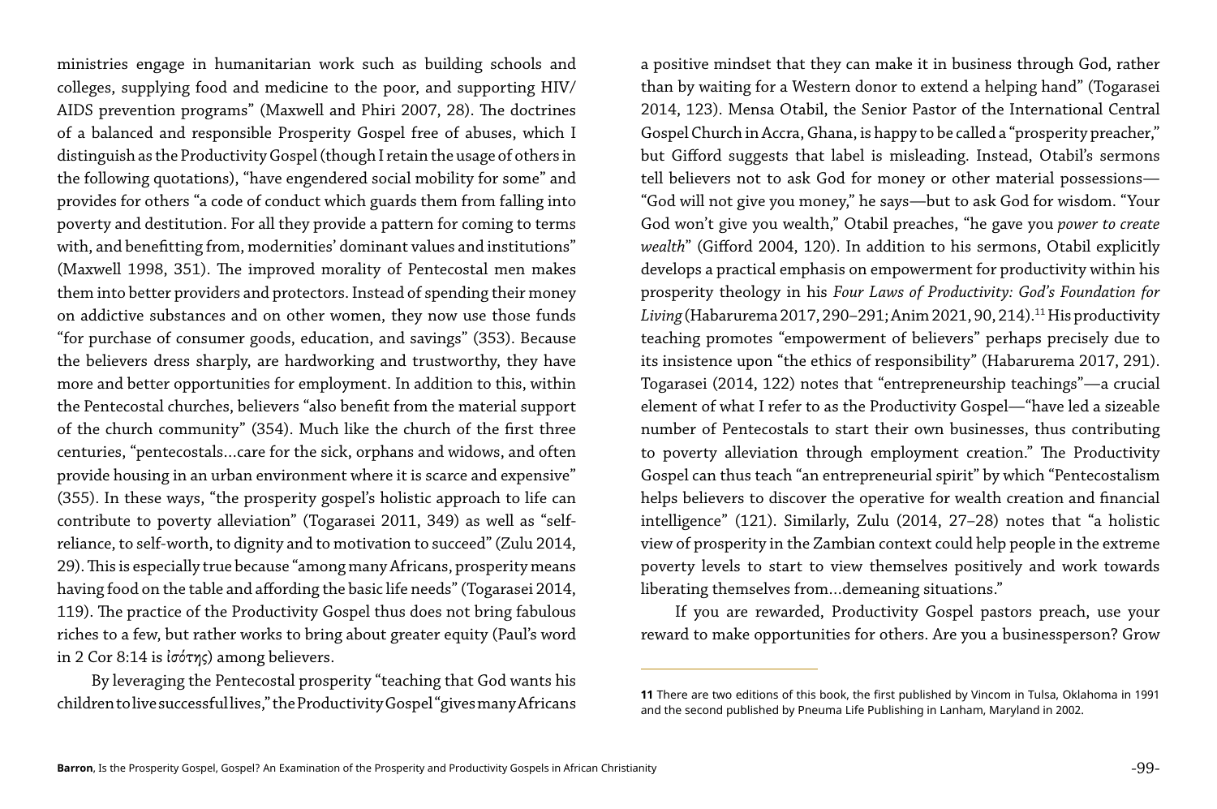ministries engage in humanitarian work such as building schools and colleges, supplying food and medicine to the poor, and supporting HIV/AIDS prevention programs" (Maxwell and Phiri 2007, 28). The doctrines of a balanced and responsible Prosperity Gospel free of abuses, which I distinguish as the Productivity Gospel (though I retain the usage of others in the following quotations), "have engendered social mobility for some" and provides for others "a code of conduct which guards them from falling into poverty and destitution. For all they provide a pattern for coming to terms with, and benefitting from, modernities' dominant values and institutions" (Maxwell 1998, 351). The improved morality of Pentecostal men makes them into better providers and protectors. Instead of spending their money on addictive substances and on other women, they now use those funds "for purchase of consumer goods, education, and savings" (353). Because the believers dress sharply, are hardworking and trustworthy, they have more and better opportunities for employment. In addition to this, within the Pentecostal churches, believers "also benefit from the material support of the church community" (354). Much like the church of the first three centuries, "pentecostals…care for the sick, orphans and widows, and often provide housing in an urban environment where it is scarce and expensive" (355). In these ways, "the prosperity gospel's holistic approach to life can contribute to poverty alleviation" (Togarasei 2011, 349) as well as "self-reliance, to self-worth, to dignity and to motivation to succeed" (Zulu 2014, 29). This is especially true because "among many Africans, prosperity means having food on the table and affording the basic life needs" (Togarasei 2014, 119). The practice of the Productivity Gospel thus does not bring fabulous riches to a few, but rather works to bring about greater equity (Paul's word in 2 Cor 8:14 is ἰσότης) among believers.

By leveraging the Pentecostal prosperity "teaching that God wants his children to live successful lives," the Productivity Gospel "gives many Africans a positive mindset that they can make it in business through God, rather than by waiting for a Western donor to extend a helping hand" (Togarasei 2014, 123). Mensa Otabil, the Senior Pastor of the International Central Gospel Church in Accra, Ghana, is happy to be called a "prosperity preacher," but Gifford suggests that label is misleading. Instead, Otabil's sermons tell believers not to ask God for money or other material possessions—"God will not give you money," he says—but to ask God for wisdom. "Your God won't give you wealth," Otabil preaches, "he gave you *power to create wealth*" (Gifford 2004, 120). In addition to his sermons, Otabil explicitly develops a practical emphasis on empowerment for productivity within his prosperity theology in his *Four Laws of Productivity: God's Foundation for Living* (Habarurema 2017, 290–291; Anim 2021, 90, 214).[11] His productivity teaching promotes "empowerment of believers" perhaps precisely due to its insistence upon "the ethics of responsibility" (Habarurema 2017, 291). Togarasei (2014, 122) notes that "entrepreneurship teachings"—a crucial element of what I refer to as the Productivity Gospel—"have led a sizeable number of Pentecostals to start their own businesses, thus contributing to poverty alleviation through employment creation." The Productivity Gospel can thus teach "an entrepreneurial spirit" by which "Pentecostalism helps believers to discover the operative for wealth creation and financial intelligence" (121). Similarly, Zulu (2014, 27–28) notes that "a holistic view of prosperity in the Zambian context could help people in the extreme poverty levels to start to view themselves positively and work towards liberating themselves from…demeaning situations."

If you are rewarded, Productivity Gospel pastors preach, use your reward to make opportunities for others. Are you a businessperson? Grow

---

**11** There are two editions of this book, the first published by Vincom in Tulsa, Oklahoma in 1991 and the second published by Pneuma Life Publishing in Lanham, Maryland in 2002.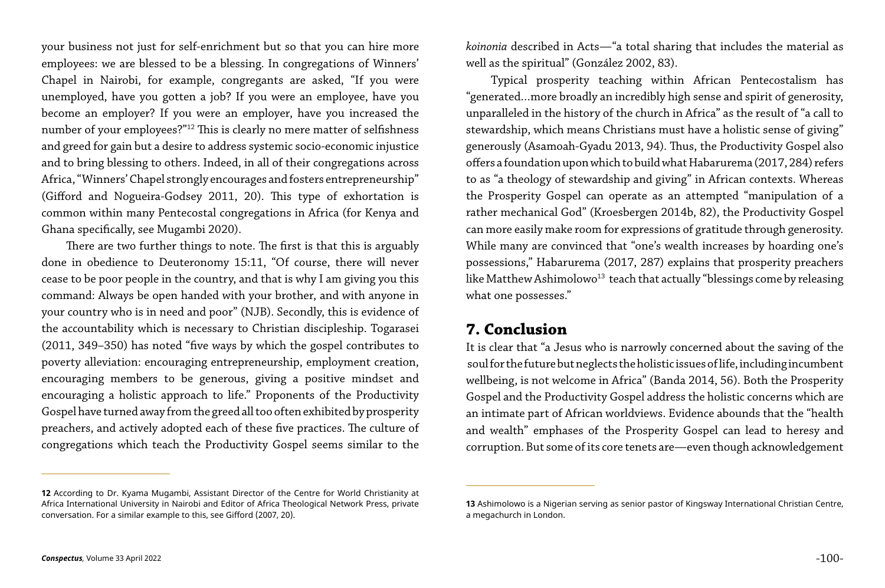your business not just for self-enrichment but so that you can hire more employees: we are blessed to be a blessing. In congregations of Winners' Chapel in Nairobi, for example, congregants are asked, "If you were unemployed, have you gotten a job? If you were an employee, have you become an employer? If you were an employer, have you increased the number of your employees?"[12] This is clearly no mere matter of selfishness and greed for gain but a desire to address systemic socio-economic injustice and to bring blessing to others. Indeed, in all of their congregations across Africa, "Winners' Chapel strongly encourages and fosters entrepreneurship" (Gifford and Nogueira-Godsey 2011, 20). This type of exhortation is common within many Pentecostal congregations in Africa (for Kenya and Ghana specifically, see Mugambi 2020).

There are two further things to note. The first is that this is arguably done in obedience to Deuteronomy 15:11, "Of course, there will never cease to be poor people in the country, and that is why I am giving you this command: Always be open handed with your brother, and with anyone in your country who is in need and poor" (NJB). Secondly, this is evidence of the accountability which is necessary to Christian discipleship. Togarasei (2011, 349–350) has noted "five ways by which the gospel contributes to poverty alleviation: encouraging entrepreneurship, employment creation, encouraging members to be generous, giving a positive mindset and encouraging a holistic approach to life." Proponents of the Productivity Gospel have turned away from the greed all too often exhibited by prosperity preachers, and actively adopted each of these five practices. The culture of congregations which teach the Productivity Gospel seems similar to the *koinonia* described in Acts—"a total sharing that includes the material as well as the spiritual" (González 2002, 83).

Typical prosperity teaching within African Pentecostalism has "generated…more broadly an incredibly high sense and spirit of generosity, unparalleled in the history of the church in Africa" as the result of "a call to stewardship, which means Christians must have a holistic sense of giving" generously (Asamoah-Gyadu 2013, 94). Thus, the Productivity Gospel also offers a foundation upon which to build what Habarurema (2017, 284) refers to as "a theology of stewardship and giving" in African contexts. Whereas the Prosperity Gospel can operate as an attempted "manipulation of a rather mechanical God" (Kroesbergen 2014b, 82), the Productivity Gospel can more easily make room for expressions of gratitude through generosity. While many are convinced that "one's wealth increases by hoarding one's possessions," Habarurema (2017, 287) explains that prosperity preachers like Matthew Ashimolowo[13] teach that actually "blessings come by releasing what one possesses."

## 7. Conclusion

It is clear that "a Jesus who is narrowly concerned about the saving of the soul for the future but neglects the holistic issues of life, including incumbent wellbeing, is not welcome in Africa" (Banda 2014, 56). Both the Prosperity Gospel and the Productivity Gospel address the holistic concerns which are an intimate part of African worldviews. Evidence abounds that the "health and wealth" emphases of the Prosperity Gospel can lead to heresy and corruption. But some of its core tenets are—even though acknowledgement

---

**12** According to Dr. Kyama Mugambi, Assistant Director of the Centre for World Christianity at Africa International University in Nairobi and Editor of Africa Theological Network Press, private conversation. For a similar example to this, see Gifford (2007, 20).

**13** Ashimolowo is a Nigerian serving as senior pastor of Kingsway International Christian Centre, a megachurch in London.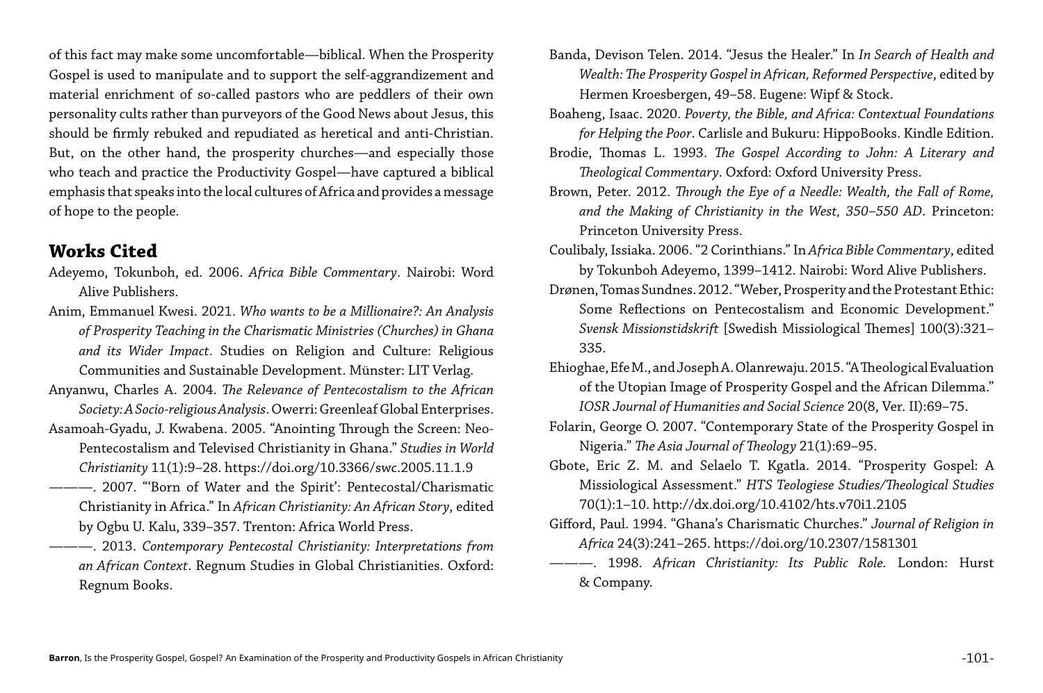of this fact may make some uncomfortable—biblical. When the Prosperity Gospel is used to manipulate and to support the self-aggrandizement and material enrichment of so-called pastors who are peddlers of their own personality cults rather than purveyors of the Good News about Jesus, this should be firmly rebuked and repudiated as heretical and anti-Christian. But, on the other hand, the prosperity churches—and especially those who teach and practice the Productivity Gospel—have captured a biblical emphasis that speaks into the local cultures of Africa and provides a message of hope to the people.

## Works Cited

Adeyemo, Tokunboh, ed. 2006. *Africa Bible Commentary*. Nairobi: Word Alive Publishers.

Anim, Emmanuel Kwesi. 2021. *Who wants to be a Millionaire?: An Analysis of Prosperity Teaching in the Charismatic Ministries (Churches) in Ghana and its Wider Impact*. Studies on Religion and Culture: Religious Communities and Sustainable Development. Münster: LIT Verlag.

Anyanwu, Charles A. 2004. *The Relevance of Pentecostalism to the African Society: A Socio-religious Analysis*. Owerri: Greenleaf Global Enterprises.

Asamoah-Gyadu, J. Kwabena. 2005. "Anointing Through the Screen: Neo-Pentecostalism and Televised Christianity in Ghana." *Studies in World Christianity* 11(1):9–28. https://doi.org/10.3366/swc.2005.11.1.9

———. 2007. "'Born of Water and the Spirit': Pentecostal/Charismatic Christianity in Africa." In *African Christianity: An African Story*, edited by Ogbu U. Kalu, 339–357. Trenton: Africa World Press.

———. 2013. *Contemporary Pentecostal Christianity: Interpretations from an African Context*. Regnum Studies in Global Christianities. Oxford: Regnum Books.

Banda, Devison Telen. 2014. "Jesus the Healer." In *In Search of Health and Wealth: The Prosperity Gospel in African, Reformed Perspective*, edited by Hermen Kroesbergen, 49–58. Eugene: Wipf & Stock.

Boaheng, Isaac. 2020. *Poverty, the Bible, and Africa: Contextual Foundations for Helping the Poor*. Carlisle and Bukuru: HippoBooks. Kindle Edition.

Brodie, Thomas L. 1993. *The Gospel According to John: A Literary and Theological Commentary*. Oxford: Oxford University Press.

Brown, Peter. 2012. *Through the Eye of a Needle: Wealth, the Fall of Rome, and the Making of Christianity in the West, 350–550 AD*. Princeton: Princeton University Press.

Coulibaly, Issiaka. 2006. "2 Corinthians." In *Africa Bible Commentary*, edited by Tokunboh Adeyemo, 1399–1412. Nairobi: Word Alive Publishers.

Drønen, Tomas Sundnes. 2012. "Weber, Prosperity and the Protestant Ethic: Some Reflections on Pentecostalism and Economic Development." *Svensk Missionstidskrift* [Swedish Missiological Themes] 100(3):321–335.

Ehioghae, Efe M., and Joseph A. Olanrewaju. 2015. "A Theological Evaluation of the Utopian Image of Prosperity Gospel and the African Dilemma." *IOSR Journal of Humanities and Social Science* 20(8, Ver. II):69–75.

Folarin, George O. 2007. "Contemporary State of the Prosperity Gospel in Nigeria." *The Asia Journal of Theology* 21(1):69–95.

Gbote, Eric Z. M. and Selaelo T. Kgatla. 2014. "Prosperity Gospel: A Missiological Assessment." *HTS Teologiese Studies/Theological Studies* 70(1):1–10. http://dx.doi.org/10.4102/hts.v70i1.2105

Gifford, Paul. 1994. "Ghana's Charismatic Churches." *Journal of Religion in Africa* 24(3):241–265. https://doi.org/10.2307/1581301

———. 1998. *African Christianity: Its Public Role.* London: Hurst & Company.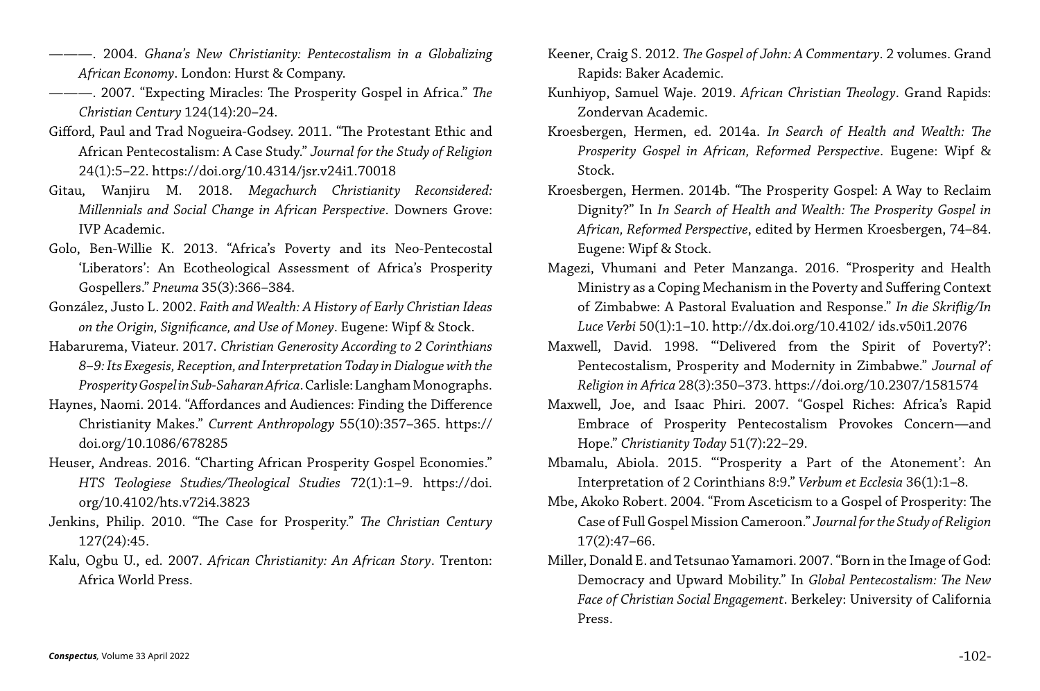———. 2004. *Ghana's New Christianity: Pentecostalism in a Globalizing African Economy*. London: Hurst & Company.

———. 2007. "Expecting Miracles: The Prosperity Gospel in Africa." *The Christian Century* 124(14):20–24.

Gifford, Paul and Trad Nogueira-Godsey. 2011. "The Protestant Ethic and African Pentecostalism: A Case Study." *Journal for the Study of Religion* 24(1):5–22. https://doi.org/10.4314/jsr.v24i1.70018

Gitau, Wanjiru M. 2018. *Megachurch Christianity Reconsidered: Millennials and Social Change in African Perspective*. Downers Grove: IVP Academic.

Golo, Ben-Willie K. 2013. "Africa's Poverty and its Neo-Pentecostal 'Liberators': An Ecotheological Assessment of Africa's Prosperity Gospellers." *Pneuma* 35(3):366–384.

González, Justo L. 2002. *Faith and Wealth: A History of Early Christian Ideas on the Origin, Significance, and Use of Money*. Eugene: Wipf & Stock.

Habarurema, Viateur. 2017. *Christian Generosity According to 2 Corinthians 8–9: Its Exegesis, Reception, and Interpretation Today in Dialogue with the Prosperity Gospel in Sub-Saharan Africa*. Carlisle: Langham Monographs.

Haynes, Naomi. 2014. "Affordances and Audiences: Finding the Difference Christianity Makes." *Current Anthropology* 55(10):357–365. https://doi.org/10.1086/678285

Heuser, Andreas. 2016. "Charting African Prosperity Gospel Economies." *HTS Teologiese Studies/Theological Studies* 72(1):1–9. https://doi.org/10.4102/hts.v72i4.3823

Jenkins, Philip. 2010. "The Case for Prosperity." *The Christian Century* 127(24):45.

Kalu, Ogbu U., ed. 2007. *African Christianity: An African Story*. Trenton: Africa World Press.

Keener, Craig S. 2012. *The Gospel of John: A Commentary*. 2 volumes. Grand Rapids: Baker Academic.

Kunhiyop, Samuel Waje. 2019. *African Christian Theology*. Grand Rapids: Zondervan Academic.

Kroesbergen, Hermen, ed. 2014a. *In Search of Health and Wealth: The Prosperity Gospel in African, Reformed Perspective*. Eugene: Wipf & Stock.

Kroesbergen, Hermen. 2014b. "The Prosperity Gospel: A Way to Reclaim Dignity?" In *In Search of Health and Wealth: The Prosperity Gospel in African, Reformed Perspective*, edited by Hermen Kroesbergen, 74–84. Eugene: Wipf & Stock.

Magezi, Vhumani and Peter Manzanga. 2016. "Prosperity and Health Ministry as a Coping Mechanism in the Poverty and Suffering Context of Zimbabwe: A Pastoral Evaluation and Response." *In die Skriflig/In Luce Verbi* 50(1):1–10. http://dx.doi.org/10.4102/ ids.v50i1.2076

Maxwell, David. 1998. "'Delivered from the Spirit of Poverty?': Pentecostalism, Prosperity and Modernity in Zimbabwe." *Journal of Religion in Africa* 28(3):350–373. https://doi.org/10.2307/1581574

Maxwell, Joe, and Isaac Phiri. 2007. "Gospel Riches: Africa's Rapid Embrace of Prosperity Pentecostalism Provokes Concern—and Hope." *Christianity Today* 51(7):22–29.

Mbamalu, Abiola. 2015. "'Prosperity a Part of the Atonement': An Interpretation of 2 Corinthians 8:9." *Verbum et Ecclesia* 36(1):1–8.

Mbe, Akoko Robert. 2004. "From Asceticism to a Gospel of Prosperity: The Case of Full Gospel Mission Cameroon." *Journal for the Study of Religion* 17(2):47–66.

Miller, Donald E. and Tetsunao Yamamori. 2007. "Born in the Image of God: Democracy and Upward Mobility." In *Global Pentecostalism: The New Face of Christian Social Engagement*. Berkeley: University of California Press.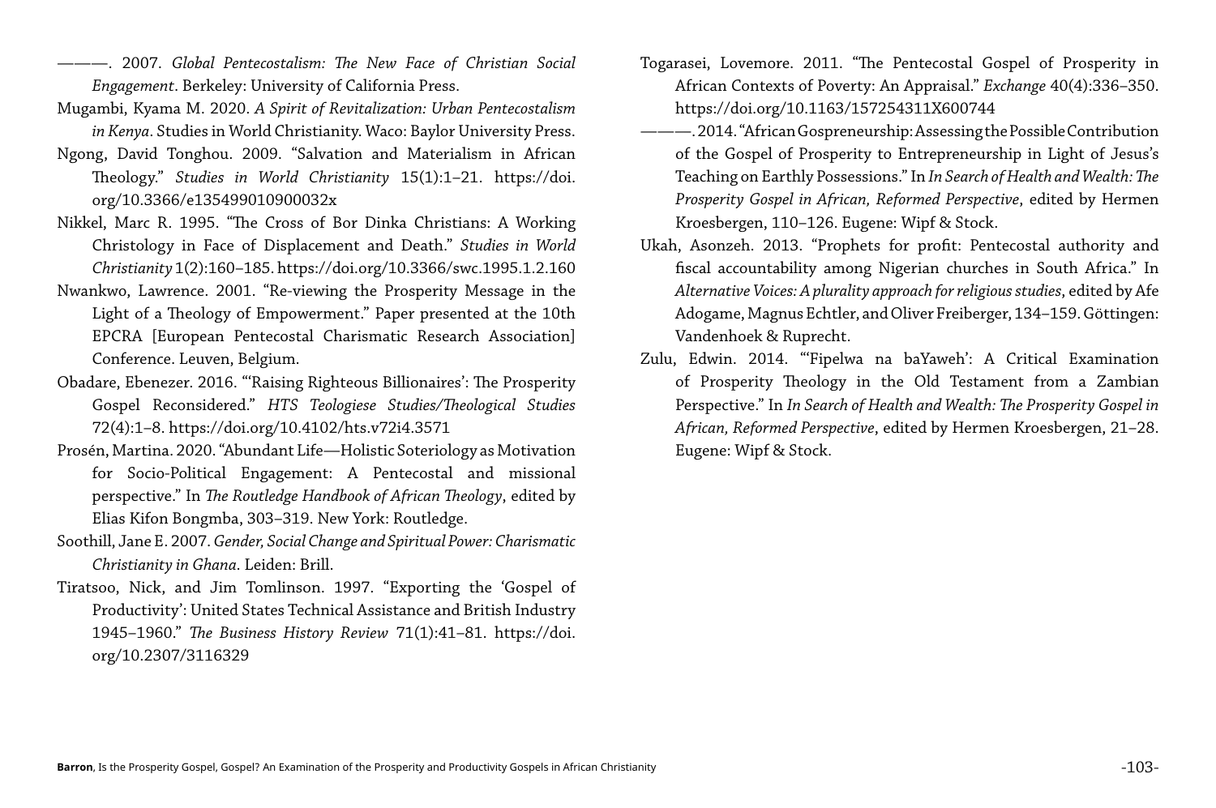———. 2007. *Global Pentecostalism: The New Face of Christian Social Engagement*. Berkeley: University of California Press.

Mugambi, Kyama M. 2020. *A Spirit of Revitalization: Urban Pentecostalism in Kenya*. Studies in World Christianity. Waco: Baylor University Press.

Ngong, David Tonghou. 2009. "Salvation and Materialism in African Theology." *Studies in World Christianity* 15(1):1–21. https://doi.org/10.3366/e135499010900032x

Nikkel, Marc R. 1995. "The Cross of Bor Dinka Christians: A Working Christology in Face of Displacement and Death." *Studies in World Christianity* 1(2):160–185. https://doi.org/10.3366/swc.1995.1.2.160

Nwankwo, Lawrence. 2001. "Re-viewing the Prosperity Message in the Light of a Theology of Empowerment." Paper presented at the 10th EPCRA [European Pentecostal Charismatic Research Association] Conference. Leuven, Belgium.

Obadare, Ebenezer. 2016. "'Raising Righteous Billionaires': The Prosperity Gospel Reconsidered." *HTS Teologiese Studies/Theological Studies* 72(4):1–8. https://doi.org/10.4102/hts.v72i4.3571

Prosén, Martina. 2020. "Abundant Life—Holistic Soteriology as Motivation for Socio-Political Engagement: A Pentecostal and missional perspective." In *The Routledge Handbook of African Theology*, edited by Elias Kifon Bongmba, 303–319. New York: Routledge.

Soothill, Jane E. 2007. *Gender, Social Change and Spiritual Power: Charismatic Christianity in Ghana*. Leiden: Brill.

Tiratsoo, Nick, and Jim Tomlinson. 1997. "Exporting the 'Gospel of Productivity': United States Technical Assistance and British Industry 1945–1960." *The Business History Review* 71(1):41–81. https://doi.org/10.2307/3116329

Togarasei, Lovemore. 2011. "The Pentecostal Gospel of Prosperity in African Contexts of Poverty: An Appraisal." *Exchange* 40(4):336–350. https://doi.org/10.1163/157254311X600744

———. 2014. "African Gospreneurship: Assessing the Possible Contribution of the Gospel of Prosperity to Entrepreneurship in Light of Jesus's Teaching on Earthly Possessions." In *In Search of Health and Wealth: The Prosperity Gospel in African, Reformed Perspective*, edited by Hermen Kroesbergen, 110–126. Eugene: Wipf & Stock.

Ukah, Asonzeh. 2013. "Prophets for profit: Pentecostal authority and fiscal accountability among Nigerian churches in South Africa." In *Alternative Voices: A plurality approach for religious studies*, edited by Afe Adogame, Magnus Echtler, and Oliver Freiberger, 134–159. Göttingen: Vandenhoek & Ruprecht.

Zulu, Edwin. 2014. "'Fipelwa na baYaweh': A Critical Examination of Prosperity Theology in the Old Testament from a Zambian Perspective." In *In Search of Health and Wealth: The Prosperity Gospel in African, Reformed Perspective*, edited by Hermen Kroesbergen, 21–28. Eugene: Wipf & Stock.